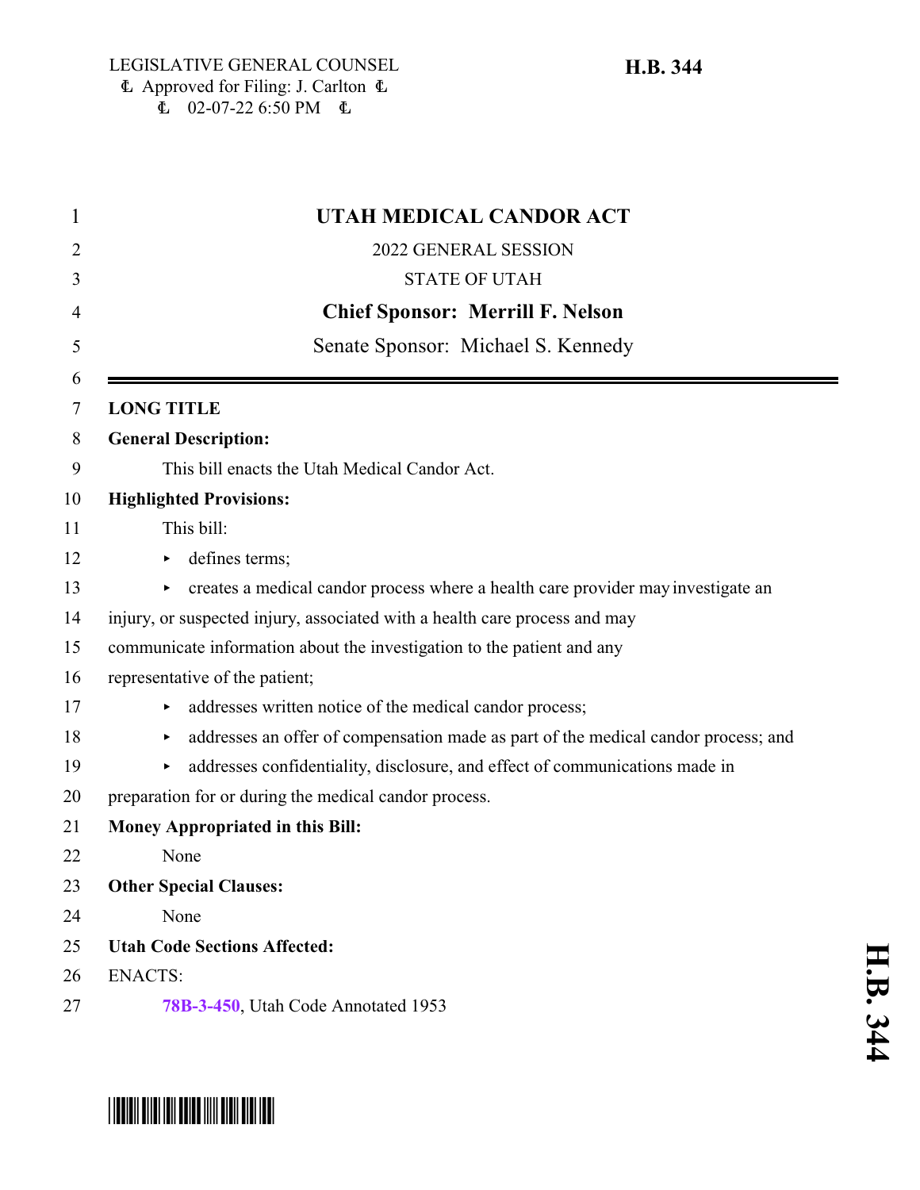LEGISLATIVE GENERAL COUNSEL
Approved for Filing: J. Carlton
02-07-22 6:50 PM

**H.B. 344**

# UTAH MEDICAL CANDOR ACT

2022 GENERAL SESSION

STATE OF UTAH

**Chief Sponsor: Merrill F. Nelson**

Senate Sponsor: Michael S. Kennedy

---

**LONG TITLE**

**General Description:**

This bill enacts the Utah Medical Candor Act.

**Highlighted Provisions:**

This bill:

- defines terms;
- creates a medical candor process where a health care provider may investigate an injury, or suspected injury, associated with a health care process and may communicate information about the investigation to the patient and any representative of the patient;
- addresses written notice of the medical candor process;
- addresses an offer of compensation made as part of the medical candor process; and
- addresses confidentiality, disclosure, and effect of communications made in preparation for or during the medical candor process.

**Money Appropriated in this Bill:**

None

**Other Special Clauses:**

None

**Utah Code Sections Affected:**

ENACTS:

**78B-3-450**, Utah Code Annotated 1953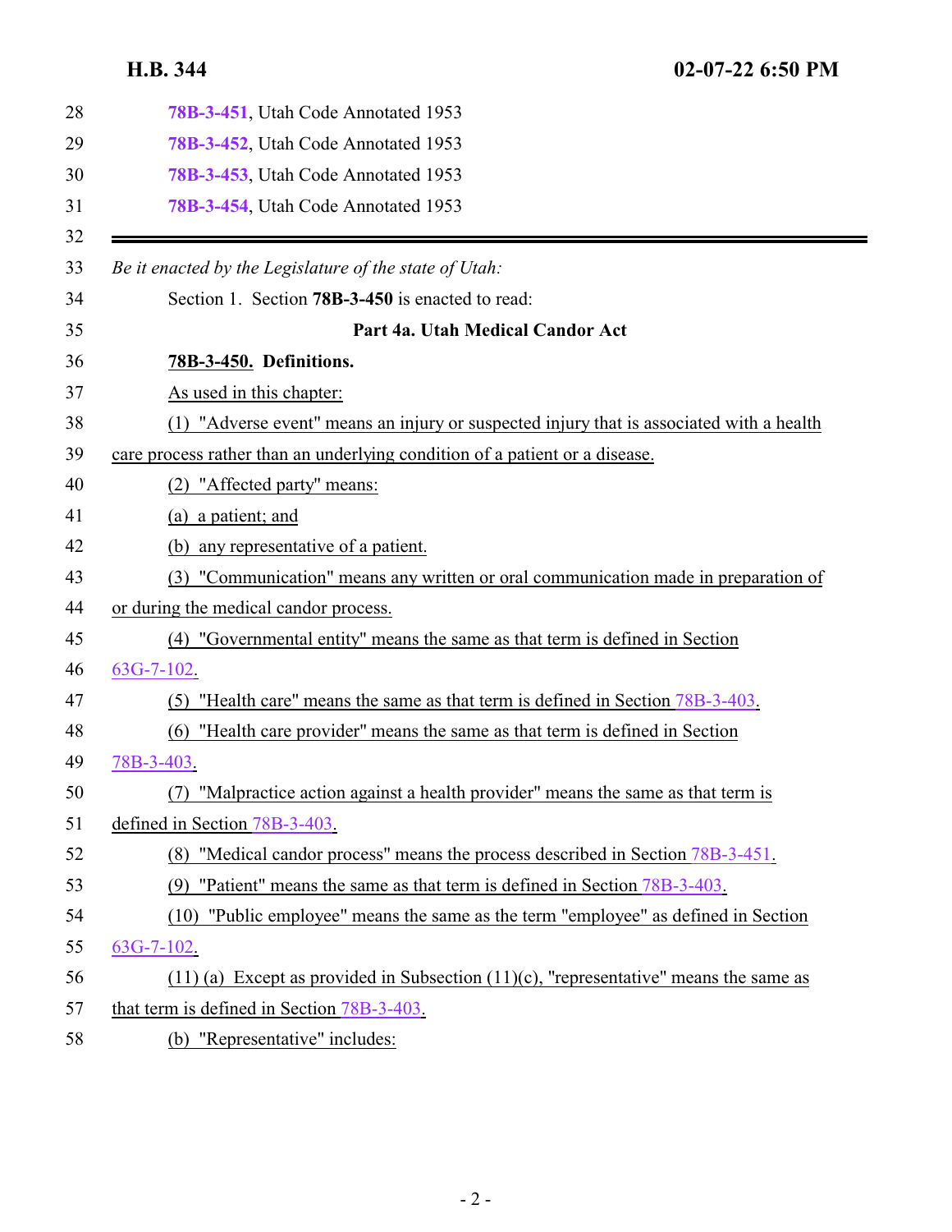78B-3-451, Utah Code Annotated 1953

78B-3-452, Utah Code Annotated 1953

78B-3-453, Utah Code Annotated 1953

78B-3-454, Utah Code Annotated 1953

---

*Be it enacted by the Legislature of the state of Utah:*

Section 1. Section **78B-3-450** is enacted to read:

**Part 4a. Utah Medical Candor Act**

**78B-3-450. Definitions.**

As used in this chapter:

(1) "Adverse event" means an injury or suspected injury that is associated with a health care process rather than an underlying condition of a patient or a disease.

(2) "Affected party" means:

(a) a patient; and

(b) any representative of a patient.

(3) "Communication" means any written or oral communication made in preparation of or during the medical candor process.

(4) "Governmental entity" means the same as that term is defined in Section 63G-7-102.

(5) "Health care" means the same as that term is defined in Section 78B-3-403.

(6) "Health care provider" means the same as that term is defined in Section 78B-3-403.

(7) "Malpractice action against a health provider" means the same as that term is defined in Section 78B-3-403.

(8) "Medical candor process" means the process described in Section 78B-3-451.

(9) "Patient" means the same as that term is defined in Section 78B-3-403.

(10) "Public employee" means the same as the term "employee" as defined in Section 63G-7-102.

(11) (a) Except as provided in Subsection (11)(c), "representative" means the same as that term is defined in Section 78B-3-403.

(b) "Representative" includes: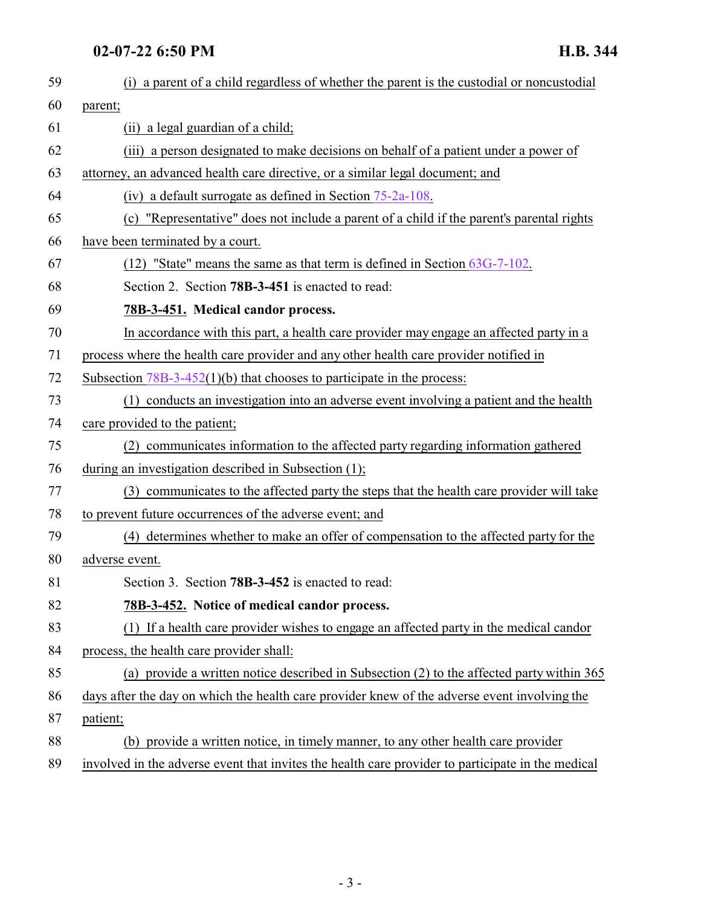(i) a parent of a child regardless of whether the parent is the custodial or noncustodial parent;

(ii) a legal guardian of a child;

(iii) a person designated to make decisions on behalf of a patient under a power of attorney, an advanced health care directive, or a similar legal document; and

(iv) a default surrogate as defined in Section 75-2a-108.

(c) "Representative" does not include a parent of a child if the parent's parental rights have been terminated by a court.

(12) "State" means the same as that term is defined in Section 63G-7-102.

Section 2. Section **78B-3-451** is enacted to read:

**78B-3-451. Medical candor process.**

In accordance with this part, a health care provider may engage an affected party in a process where the health care provider and any other health care provider notified in Subsection 78B-3-452(1)(b) that chooses to participate in the process:

(1) conducts an investigation into an adverse event involving a patient and the health care provided to the patient;

(2) communicates information to the affected party regarding information gathered during an investigation described in Subsection (1);

(3) communicates to the affected party the steps that the health care provider will take to prevent future occurrences of the adverse event; and

(4) determines whether to make an offer of compensation to the affected party for the adverse event.

Section 3. Section **78B-3-452** is enacted to read:

**78B-3-452. Notice of medical candor process.**

(1) If a health care provider wishes to engage an affected party in the medical candor process, the health care provider shall:

(a) provide a written notice described in Subsection (2) to the affected party within 365 days after the day on which the health care provider knew of the adverse event involving the patient;

(b) provide a written notice, in timely manner, to any other health care provider involved in the adverse event that invites the health care provider to participate in the medical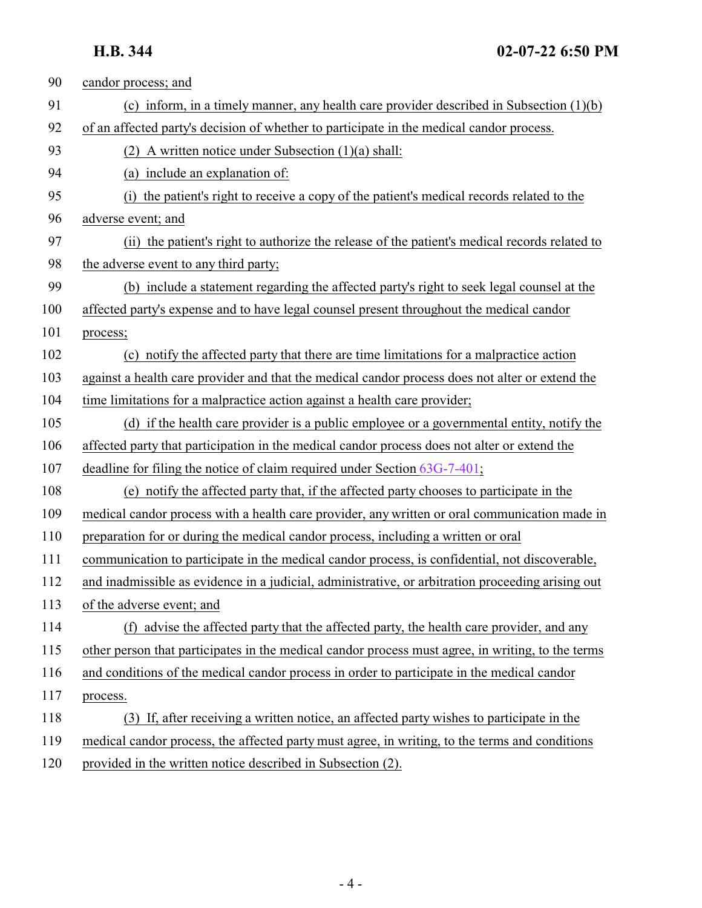candor process; and

(c) inform, in a timely manner, any health care provider described in Subsection (1)(b) of an affected party's decision of whether to participate in the medical candor process.

(2) A written notice under Subsection (1)(a) shall:

(a) include an explanation of:

(i) the patient's right to receive a copy of the patient's medical records related to the adverse event; and

(ii) the patient's right to authorize the release of the patient's medical records related to the adverse event to any third party;

(b) include a statement regarding the affected party's right to seek legal counsel at the affected party's expense and to have legal counsel present throughout the medical candor process;

(c) notify the affected party that there are time limitations for a malpractice action against a health care provider and that the medical candor process does not alter or extend the time limitations for a malpractice action against a health care provider;

(d) if the health care provider is a public employee or a governmental entity, notify the affected party that participation in the medical candor process does not alter or extend the deadline for filing the notice of claim required under Section 63G-7-401;

(e) notify the affected party that, if the affected party chooses to participate in the medical candor process with a health care provider, any written or oral communication made in preparation for or during the medical candor process, including a written or oral communication to participate in the medical candor process, is confidential, not discoverable, and inadmissible as evidence in a judicial, administrative, or arbitration proceeding arising out of the adverse event; and

(f) advise the affected party that the affected party, the health care provider, and any other person that participates in the medical candor process must agree, in writing, to the terms and conditions of the medical candor process in order to participate in the medical candor process.

(3) If, after receiving a written notice, an affected party wishes to participate in the medical candor process, the affected party must agree, in writing, to the terms and conditions provided in the written notice described in Subsection (2).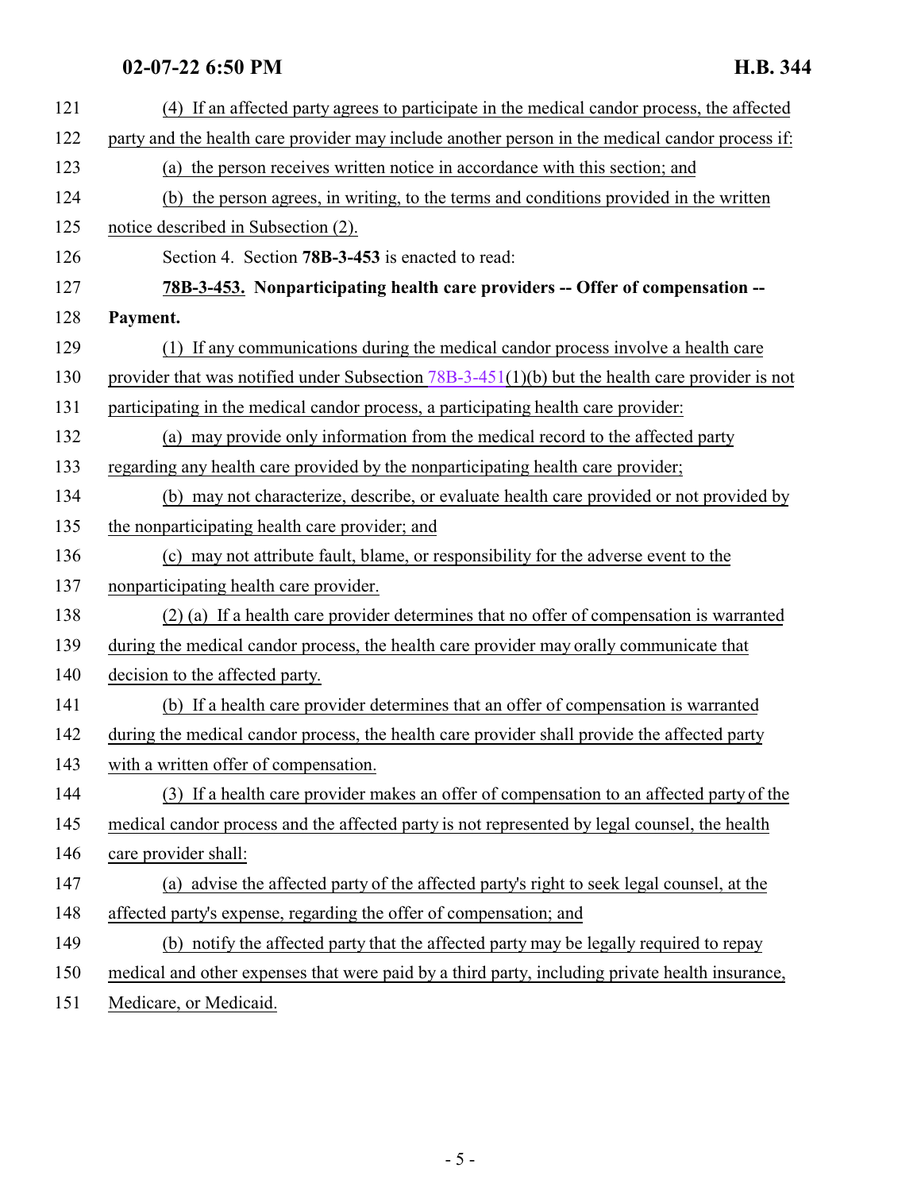(4) If an affected party agrees to participate in the medical candor process, the affected party and the health care provider may include another person in the medical candor process if:

(a) the person receives written notice in accordance with this section; and

(b) the person agrees, in writing, to the terms and conditions provided in the written notice described in Subsection (2).

Section 4. Section **78B-3-453** is enacted to read:

**78B-3-453. Nonparticipating health care providers -- Offer of compensation -- Payment.**

(1) If any communications during the medical candor process involve a health care provider that was notified under Subsection 78B-3-451(1)(b) but the health care provider is not participating in the medical candor process, a participating health care provider:

(a) may provide only information from the medical record to the affected party regarding any health care provided by the nonparticipating health care provider;

(b) may not characterize, describe, or evaluate health care provided or not provided by the nonparticipating health care provider; and

(c) may not attribute fault, blame, or responsibility for the adverse event to the nonparticipating health care provider.

(2) (a) If a health care provider determines that no offer of compensation is warranted during the medical candor process, the health care provider may orally communicate that decision to the affected party.

(b) If a health care provider determines that an offer of compensation is warranted during the medical candor process, the health care provider shall provide the affected party with a written offer of compensation.

(3) If a health care provider makes an offer of compensation to an affected party of the medical candor process and the affected party is not represented by legal counsel, the health care provider shall:

(a) advise the affected party of the affected party's right to seek legal counsel, at the affected party's expense, regarding the offer of compensation; and

(b) notify the affected party that the affected party may be legally required to repay medical and other expenses that were paid by a third party, including private health insurance, Medicare, or Medicaid.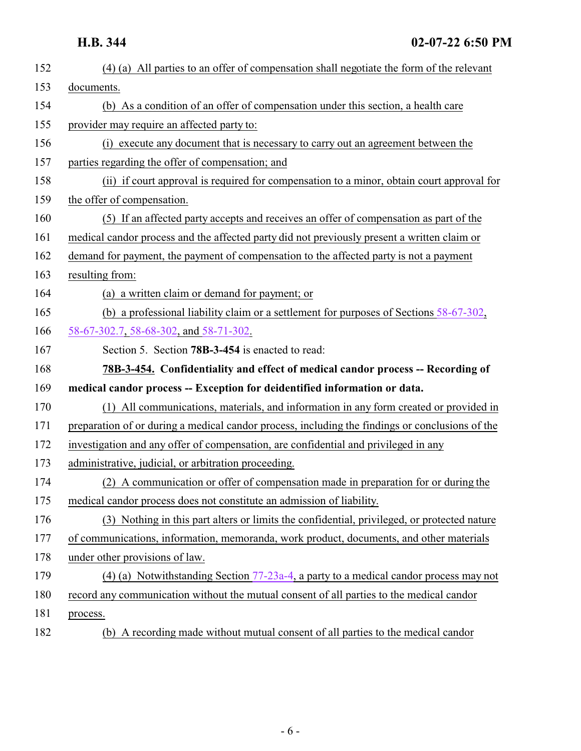(4) (a) All parties to an offer of compensation shall negotiate the form of the relevant documents.

(b) As a condition of an offer of compensation under this section, a health care provider may require an affected party to:

(i) execute any document that is necessary to carry out an agreement between the parties regarding the offer of compensation; and

(ii) if court approval is required for compensation to a minor, obtain court approval for the offer of compensation.

(5) If an affected party accepts and receives an offer of compensation as part of the medical candor process and the affected party did not previously present a written claim or demand for payment, the payment of compensation to the affected party is not a payment resulting from:

(a) a written claim or demand for payment; or

(b) a professional liability claim or a settlement for purposes of Sections 58-67-302, 58-67-302.7, 58-68-302, and 58-71-302.

Section 5. Section **78B-3-454** is enacted to read:

**78B-3-454. Confidentiality and effect of medical candor process -- Recording of medical candor process -- Exception for deidentified information or data.**

(1) All communications, materials, and information in any form created or provided in preparation of or during a medical candor process, including the findings or conclusions of the investigation and any offer of compensation, are confidential and privileged in any administrative, judicial, or arbitration proceeding.

(2) A communication or offer of compensation made in preparation for or during the medical candor process does not constitute an admission of liability.

(3) Nothing in this part alters or limits the confidential, privileged, or protected nature of communications, information, memoranda, work product, documents, and other materials under other provisions of law.

(4) (a) Notwithstanding Section 77-23a-4, a party to a medical candor process may not record any communication without the mutual consent of all parties to the medical candor process.

(b) A recording made without mutual consent of all parties to the medical candor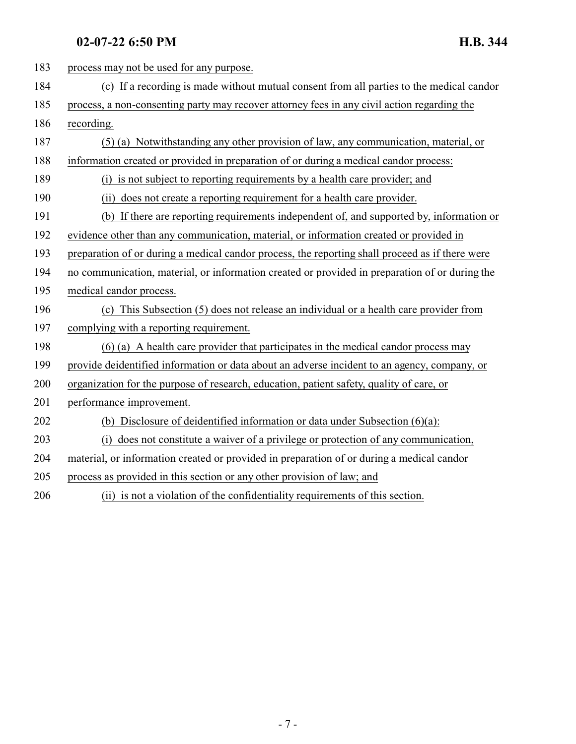process may not be used for any purpose.

(c) If a recording is made without mutual consent from all parties to the medical candor process, a non-consenting party may recover attorney fees in any civil action regarding the recording.

(5) (a) Notwithstanding any other provision of law, any communication, material, or information created or provided in preparation of or during a medical candor process:

(i) is not subject to reporting requirements by a health care provider; and

(ii) does not create a reporting requirement for a health care provider.

(b) If there are reporting requirements independent of, and supported by, information or evidence other than any communication, material, or information created or provided in preparation of or during a medical candor process, the reporting shall proceed as if there were no communication, material, or information created or provided in preparation of or during the medical candor process.

(c) This Subsection (5) does not release an individual or a health care provider from complying with a reporting requirement.

(6) (a) A health care provider that participates in the medical candor process may provide deidentified information or data about an adverse incident to an agency, company, or organization for the purpose of research, education, patient safety, quality of care, or performance improvement.

(b) Disclosure of deidentified information or data under Subsection (6)(a):

(i) does not constitute a waiver of a privilege or protection of any communication, material, or information created or provided in preparation of or during a medical candor process as provided in this section or any other provision of law; and

(ii) is not a violation of the confidentiality requirements of this section.